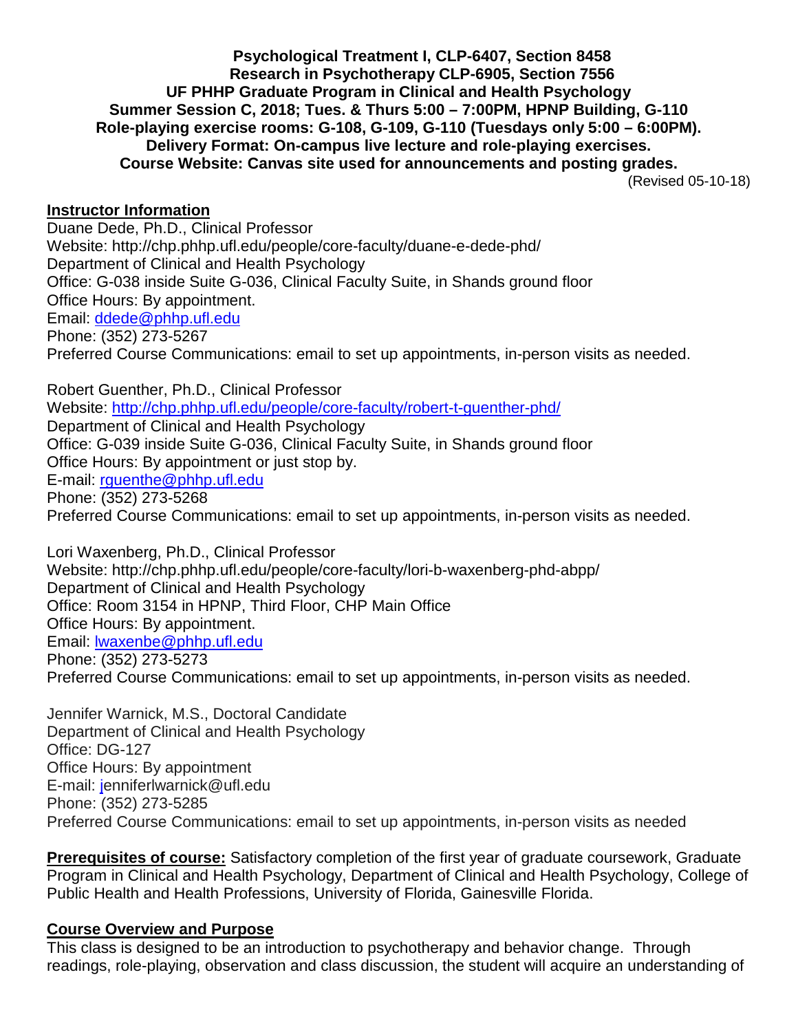**Psychological Treatment I, CLP-6407, Section 8458**
**Research in Psychotherapy CLP-6905, Section 7556**
**UF PHHP Graduate Program in Clinical and Health Psychology**
**Summer Session C, 2018; Tues. & Thurs 5:00 – 7:00PM, HPNP Building, G-110**
**Role-playing exercise rooms: G-108, G-109, G-110 (Tuesdays only 5:00 – 6:00PM).**
**Delivery Format: On-campus live lecture and role-playing exercises.**
**Course Website: Canvas site used for announcements and posting grades.**

(Revised 05-10-18)

## Instructor Information

Duane Dede, Ph.D., Clinical Professor
Website: http://chp.phhp.ufl.edu/people/core-faculty/duane-e-dede-phd/
Department of Clinical and Health Psychology
Office: G-038 inside Suite G-036, Clinical Faculty Suite, in Shands ground floor
Office Hours: By appointment.
Email: ddede@phhp.ufl.edu
Phone: (352) 273-5267
Preferred Course Communications: email to set up appointments, in-person visits as needed.

Robert Guenther, Ph.D., Clinical Professor
Website: http://chp.phhp.ufl.edu/people/core-faculty/robert-t-guenther-phd/
Department of Clinical and Health Psychology
Office: G-039 inside Suite G-036, Clinical Faculty Suite, in Shands ground floor
Office Hours: By appointment or just stop by.
E-mail: rguenthe@phhp.ufl.edu
Phone: (352) 273-5268
Preferred Course Communications: email to set up appointments, in-person visits as needed.

Lori Waxenberg, Ph.D., Clinical Professor
Website: http://chp.phhp.ufl.edu/people/core-faculty/lori-b-waxenberg-phd-abpp/
Department of Clinical and Health Psychology
Office: Room 3154 in HPNP, Third Floor, CHP Main Office
Office Hours: By appointment.
Email: lwaxenbe@phhp.ufl.edu
Phone: (352) 273-5273
Preferred Course Communications: email to set up appointments, in-person visits as needed.

Jennifer Warnick, M.S., Doctoral Candidate
Department of Clinical and Health Psychology
Office: DG-127
Office Hours: By appointment
E-mail: jenniferlwarnick@ufl.edu
Phone: (352) 273-5285
Preferred Course Communications: email to set up appointments, in-person visits as needed

**Prerequisites of course:** Satisfactory completion of the first year of graduate coursework, Graduate Program in Clinical and Health Psychology, Department of Clinical and Health Psychology, College of Public Health and Health Professions, University of Florida, Gainesville Florida.

## Course Overview and Purpose

This class is designed to be an introduction to psychotherapy and behavior change. Through readings, role-playing, observation and class discussion, the student will acquire an understanding of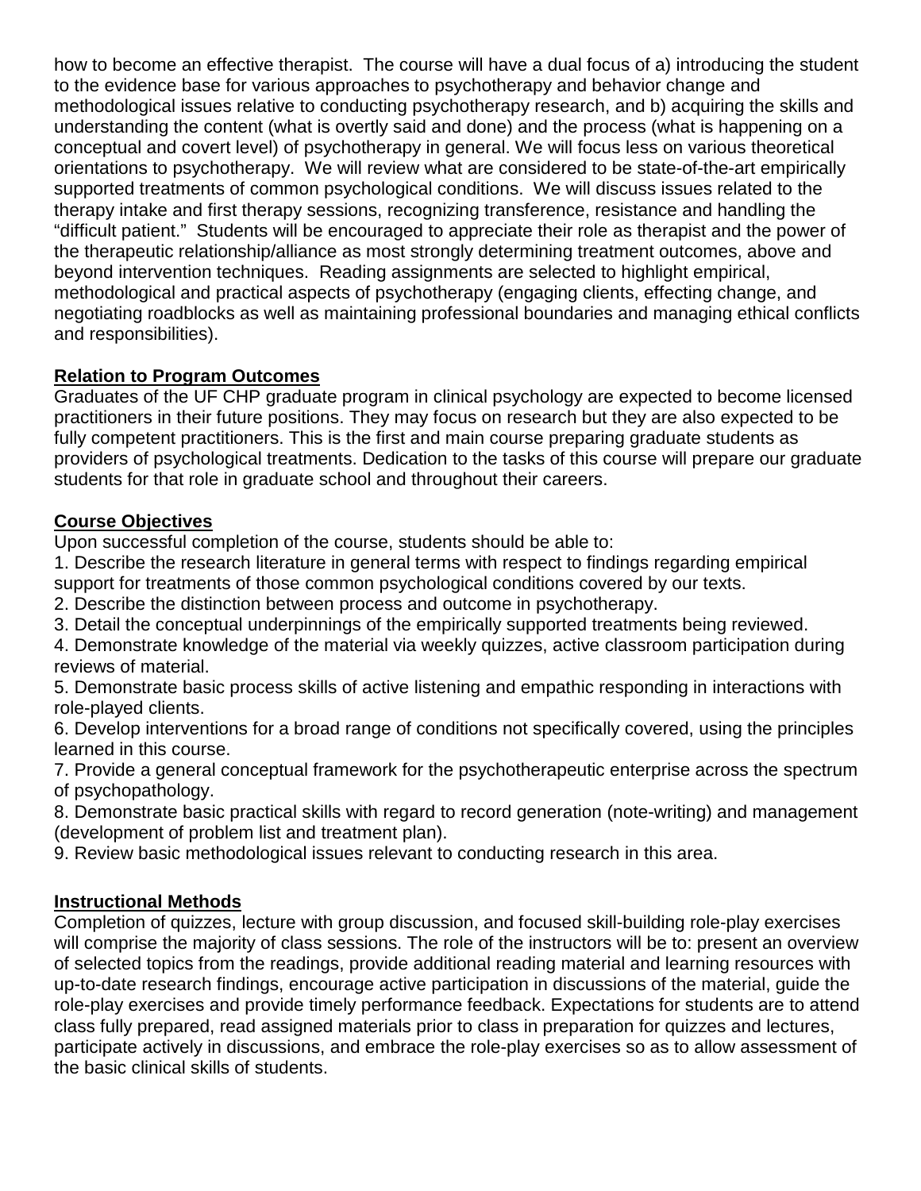how to become an effective therapist. The course will have a dual focus of a) introducing the student to the evidence base for various approaches to psychotherapy and behavior change and methodological issues relative to conducting psychotherapy research, and b) acquiring the skills and understanding the content (what is overtly said and done) and the process (what is happening on a conceptual and covert level) of psychotherapy in general. We will focus less on various theoretical orientations to psychotherapy. We will review what are considered to be state-of-the-art empirically supported treatments of common psychological conditions. We will discuss issues related to the therapy intake and first therapy sessions, recognizing transference, resistance and handling the "difficult patient." Students will be encouraged to appreciate their role as therapist and the power of the therapeutic relationship/alliance as most strongly determining treatment outcomes, above and beyond intervention techniques. Reading assignments are selected to highlight empirical, methodological and practical aspects of psychotherapy (engaging clients, effecting change, and negotiating roadblocks as well as maintaining professional boundaries and managing ethical conflicts and responsibilities).

**Relation to Program Outcomes**

Graduates of the UF CHP graduate program in clinical psychology are expected to become licensed practitioners in their future positions. They may focus on research but they are also expected to be fully competent practitioners. This is the first and main course preparing graduate students as providers of psychological treatments. Dedication to the tasks of this course will prepare our graduate students for that role in graduate school and throughout their careers.

**Course Objectives**

Upon successful completion of the course, students should be able to:

1. Describe the research literature in general terms with respect to findings regarding empirical support for treatments of those common psychological conditions covered by our texts.
2. Describe the distinction between process and outcome in psychotherapy.
3. Detail the conceptual underpinnings of the empirically supported treatments being reviewed.
4. Demonstrate knowledge of the material via weekly quizzes, active classroom participation during reviews of material.
5. Demonstrate basic process skills of active listening and empathic responding in interactions with role-played clients.
6. Develop interventions for a broad range of conditions not specifically covered, using the principles learned in this course.
7. Provide a general conceptual framework for the psychotherapeutic enterprise across the spectrum of psychopathology.
8. Demonstrate basic practical skills with regard to record generation (note-writing) and management (development of problem list and treatment plan).
9. Review basic methodological issues relevant to conducting research in this area.

**Instructional Methods**

Completion of quizzes, lecture with group discussion, and focused skill-building role-play exercises will comprise the majority of class sessions. The role of the instructors will be to: present an overview of selected topics from the readings, provide additional reading material and learning resources with up-to-date research findings, encourage active participation in discussions of the material, guide the role-play exercises and provide timely performance feedback. Expectations for students are to attend class fully prepared, read assigned materials prior to class in preparation for quizzes and lectures, participate actively in discussions, and embrace the role-play exercises so as to allow assessment of the basic clinical skills of students.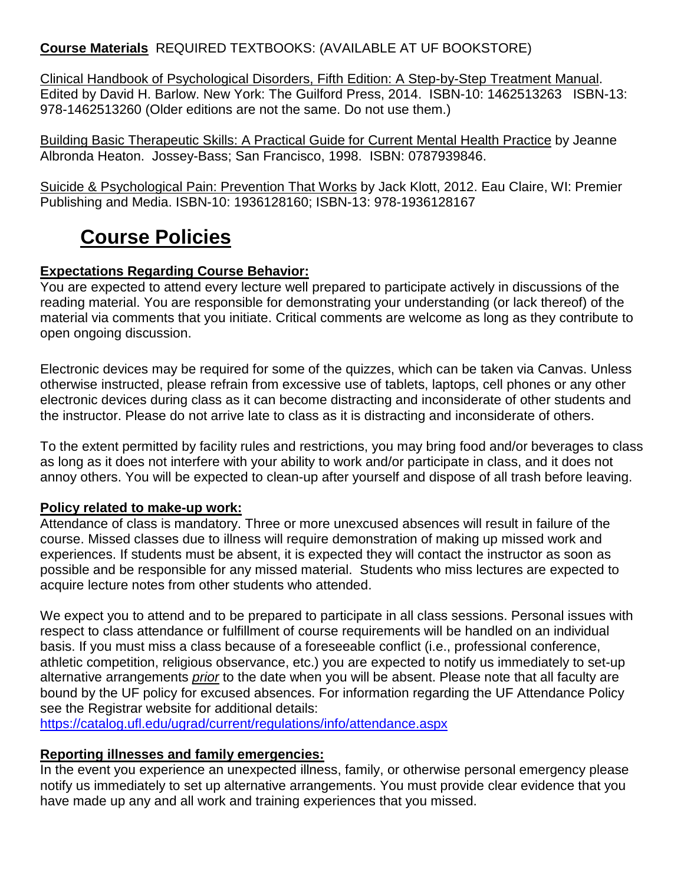**Course Materials** REQUIRED TEXTBOOKS: (AVAILABLE AT UF BOOKSTORE)

Clinical Handbook of Psychological Disorders, Fifth Edition: A Step-by-Step Treatment Manual. Edited by David H. Barlow. New York: The Guilford Press, 2014. ISBN-10: 1462513263 ISBN-13: 978-1462513260 (Older editions are not the same. Do not use them.)

Building Basic Therapeutic Skills: A Practical Guide for Current Mental Health Practice by Jeanne Albronda Heaton. Jossey-Bass; San Francisco, 1998. ISBN: 0787939846.

Suicide & Psychological Pain: Prevention That Works by Jack Klott, 2012. Eau Claire, WI: Premier Publishing and Media. ISBN-10: 1936128160; ISBN-13: 978-1936128167

# Course Policies

**Expectations Regarding Course Behavior:**

You are expected to attend every lecture well prepared to participate actively in discussions of the reading material. You are responsible for demonstrating your understanding (or lack thereof) of the material via comments that you initiate. Critical comments are welcome as long as they contribute to open ongoing discussion.

Electronic devices may be required for some of the quizzes, which can be taken via Canvas. Unless otherwise instructed, please refrain from excessive use of tablets, laptops, cell phones or any other electronic devices during class as it can become distracting and inconsiderate of other students and the instructor. Please do not arrive late to class as it is distracting and inconsiderate of others.

To the extent permitted by facility rules and restrictions, you may bring food and/or beverages to class as long as it does not interfere with your ability to work and/or participate in class, and it does not annoy others. You will be expected to clean-up after yourself and dispose of all trash before leaving.

**Policy related to make-up work:**

Attendance of class is mandatory. Three or more unexcused absences will result in failure of the course. Missed classes due to illness will require demonstration of making up missed work and experiences. If students must be absent, it is expected they will contact the instructor as soon as possible and be responsible for any missed material. Students who miss lectures are expected to acquire lecture notes from other students who attended.

We expect you to attend and to be prepared to participate in all class sessions. Personal issues with respect to class attendance or fulfillment of course requirements will be handled on an individual basis. If you must miss a class because of a foreseeable conflict (i.e., professional conference, athletic competition, religious observance, etc.) you are expected to notify us immediately to set-up alternative arrangements *prior* to the date when you will be absent. Please note that all faculty are bound by the UF policy for excused absences. For information regarding the UF Attendance Policy see the Registrar website for additional details:
https://catalog.ufl.edu/ugrad/current/regulations/info/attendance.aspx

**Reporting illnesses and family emergencies:**

In the event you experience an unexpected illness, family, or otherwise personal emergency please notify us immediately to set up alternative arrangements. You must provide clear evidence that you have made up any and all work and training experiences that you missed.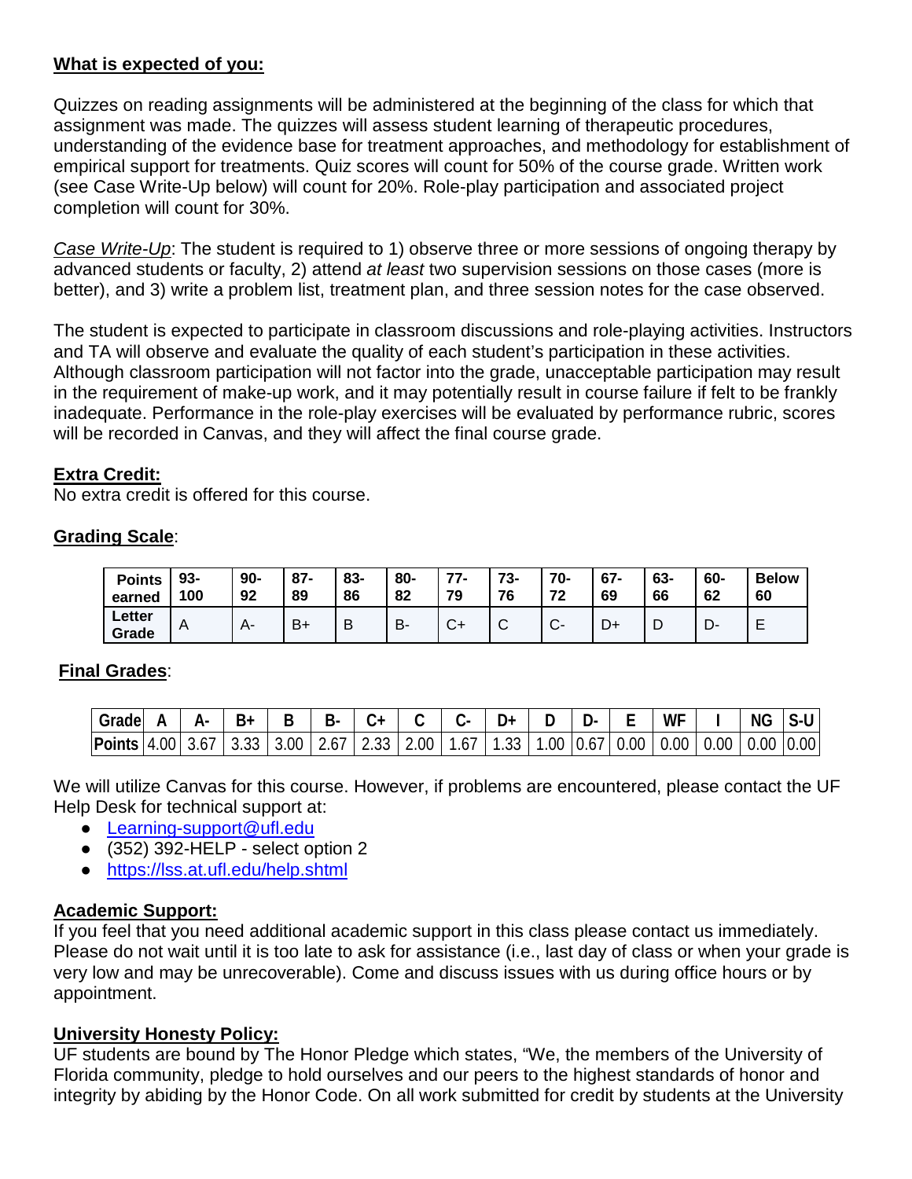**What is expected of you:**

Quizzes on reading assignments will be administered at the beginning of the class for which that assignment was made. The quizzes will assess student learning of therapeutic procedures, understanding of the evidence base for treatment approaches, and methodology for establishment of empirical support for treatments. Quiz scores will count for 50% of the course grade. Written work (see Case Write-Up below) will count for 20%. Role-play participation and associated project completion will count for 30%.

*Case Write-Up*: The student is required to 1) observe three or more sessions of ongoing therapy by advanced students or faculty, 2) attend *at least* two supervision sessions on those cases (more is better), and 3) write a problem list, treatment plan, and three session notes for the case observed.

The student is expected to participate in classroom discussions and role-playing activities. Instructors and TA will observe and evaluate the quality of each student's participation in these activities. Although classroom participation will not factor into the grade, unacceptable participation may result in the requirement of make-up work, and it may potentially result in course failure if felt to be frankly inadequate. Performance in the role-play exercises will be evaluated by performance rubric, scores will be recorded in Canvas, and they will affect the final course grade.

**Extra Credit:**
No extra credit is offered for this course.

**Grading Scale**:

| Points earned | 93-100 | 90-92 | 87-89 | 83-86 | 80-82 | 77-79 | 73-76 | 70-72 | 67-69 | 63-66 | 60-62 | Below 60 |
|---|---|---|---|---|---|---|---|---|---|---|---|---|
| Letter Grade | A | A- | B+ | B | B- | C+ | C | C- | D+ | D | D- | E |

**Final Grades**:

| Grade | A | A- | B+ | B | B- | C+ | C | C- | D+ | D | D- | E | WF | I | NG | S-U |
|---|---|---|---|---|---|---|---|---|---|---|---|---|---|---|---|---|
| Points | 4.00 | 3.67 | 3.33 | 3.00 | 2.67 | 2.33 | 2.00 | 1.67 | 1.33 | 1.00 | 0.67 | 0.00 | 0.00 | 0.00 | 0.00 | 0.00 |

We will utilize Canvas for this course. However, if problems are encountered, please contact the UF Help Desk for technical support at:

- Learning-support@ufl.edu
- (352) 392-HELP - select option 2
- https://lss.at.ufl.edu/help.shtml

**Academic Support:**
If you feel that you need additional academic support in this class please contact us immediately. Please do not wait until it is too late to ask for assistance (i.e., last day of class or when your grade is very low and may be unrecoverable). Come and discuss issues with us during office hours or by appointment.

**University Honesty Policy:**
UF students are bound by The Honor Pledge which states, "We, the members of the University of Florida community, pledge to hold ourselves and our peers to the highest standards of honor and integrity by abiding by the Honor Code. On all work submitted for credit by students at the University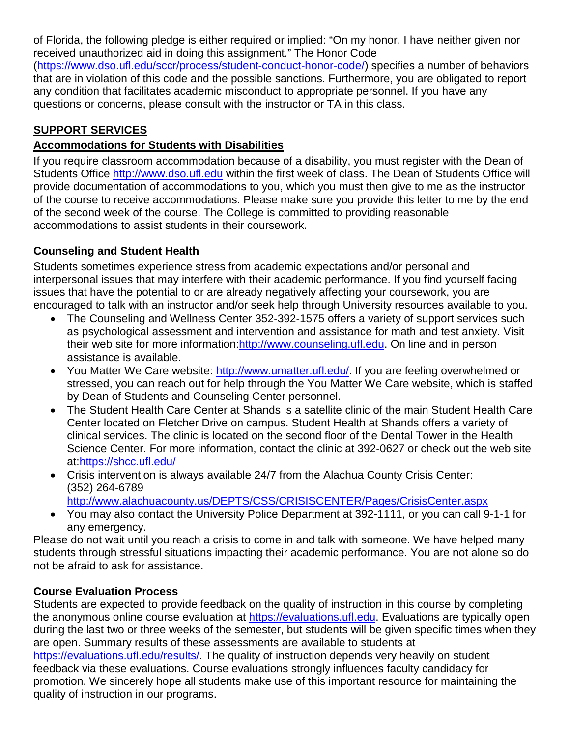of Florida, the following pledge is either required or implied: "On my honor, I have neither given nor received unauthorized aid in doing this assignment." The Honor Code (https://www.dso.ufl.edu/sccr/process/student-conduct-honor-code/) specifies a number of behaviors that are in violation of this code and the possible sanctions. Furthermore, you are obligated to report any condition that facilitates academic misconduct to appropriate personnel. If you have any questions or concerns, please consult with the instructor or TA in this class.

## SUPPORT SERVICES

### Accommodations for Students with Disabilities

If you require classroom accommodation because of a disability, you must register with the Dean of Students Office http://www.dso.ufl.edu within the first week of class. The Dean of Students Office will provide documentation of accommodations to you, which you must then give to me as the instructor of the course to receive accommodations. Please make sure you provide this letter to me by the end of the second week of the course. The College is committed to providing reasonable accommodations to assist students in their coursework.

### Counseling and Student Health

Students sometimes experience stress from academic expectations and/or personal and interpersonal issues that may interfere with their academic performance. If you find yourself facing issues that have the potential to or are already negatively affecting your coursework, you are encouraged to talk with an instructor and/or seek help through University resources available to you.

- The Counseling and Wellness Center 352-392-1575 offers a variety of support services such as psychological assessment and intervention and assistance for math and test anxiety. Visit their web site for more information:http://www.counseling.ufl.edu. On line and in person assistance is available.
- You Matter We Care website: http://www.umatter.ufl.edu/. If you are feeling overwhelmed or stressed, you can reach out for help through the You Matter We Care website, which is staffed by Dean of Students and Counseling Center personnel.
- The Student Health Care Center at Shands is a satellite clinic of the main Student Health Care Center located on Fletcher Drive on campus. Student Health at Shands offers a variety of clinical services. The clinic is located on the second floor of the Dental Tower in the Health Science Center. For more information, contact the clinic at 392-0627 or check out the web site at:https://shcc.ufl.edu/
- Crisis intervention is always available 24/7 from the Alachua County Crisis Center: (352) 264-6789 http://www.alachuacounty.us/DEPTS/CSS/CRISISCENTER/Pages/CrisisCenter.aspx
- You may also contact the University Police Department at 392-1111, or you can call 9-1-1 for any emergency.

Please do not wait until you reach a crisis to come in and talk with someone. We have helped many students through stressful situations impacting their academic performance. You are not alone so do not be afraid to ask for assistance.

### Course Evaluation Process

Students are expected to provide feedback on the quality of instruction in this course by completing the anonymous online course evaluation at https://evaluations.ufl.edu. Evaluations are typically open during the last two or three weeks of the semester, but students will be given specific times when they are open. Summary results of these assessments are available to students at https://evaluations.ufl.edu/results/. The quality of instruction depends very heavily on student feedback via these evaluations. Course evaluations strongly influences faculty candidacy for promotion. We sincerely hope all students make use of this important resource for maintaining the quality of instruction in our programs.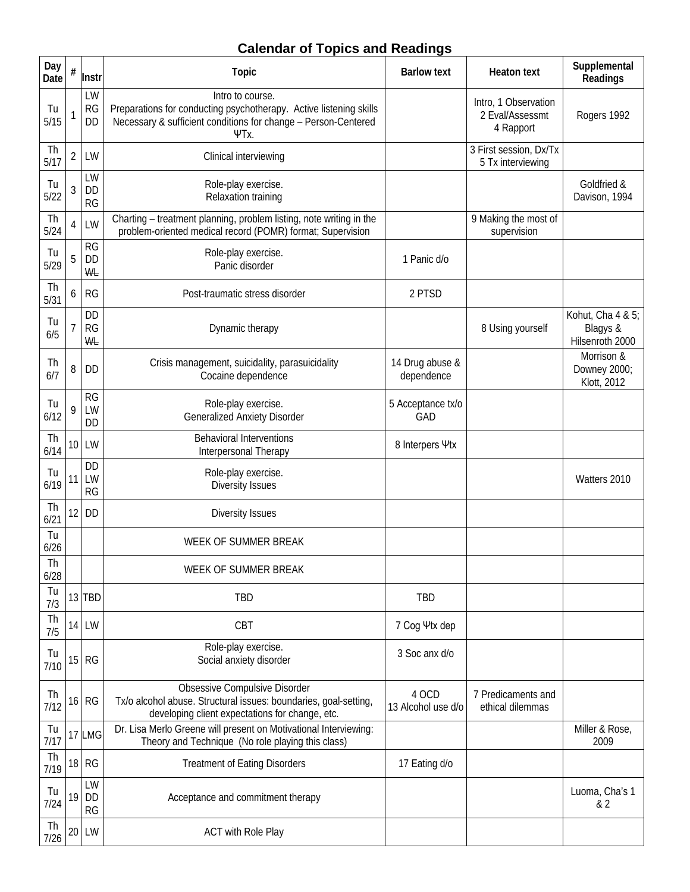# Calendar of Topics and Readings

| Day Date | # | Instr | Topic | Barlow text | Heaton text | Supplemental Readings |
|---|---|---|---|---|---|---|
| Tu 5/15 | 1 | LW RG DD | Intro to course. Preparations for conducting psychotherapy. Active listening skills Necessary & sufficient conditions for change – Person-Centered ΨTx. | | Intro, 1 Observation 2 Eval/Assessmt 4 Rapport | Rogers 1992 |
| Th 5/17 | 2 | LW | Clinical interviewing | | 3 First session, Dx/Tx 5 Tx interviewing | |
| Tu 5/22 | 3 | LW DD RG | Role-play exercise. Relaxation training | | | Goldfried & Davison, 1994 |
| Th 5/24 | 4 | LW | Charting – treatment planning, problem listing, note writing in the problem-oriented medical record (POMR) format; Supervision | | 9 Making the most of supervision | |
| Tu 5/29 | 5 | RG DD ~~WL~~ | Role-play exercise. Panic disorder | 1 Panic d/o | | |
| Th 5/31 | 6 | RG | Post-traumatic stress disorder | 2 PTSD | | |
| Tu 6/5 | 7 | DD RG ~~WL~~ | Dynamic therapy | | 8 Using yourself | Kohut, Cha 4 & 5; Blagys & Hilsenroth 2000 |
| Th 6/7 | 8 | DD | Crisis management, suicidality, parasuicidality Cocaine dependence | 14 Drug abuse & dependence | | Morrison & Downey 2000; Klott, 2012 |
| Tu 6/12 | 9 | RG LW DD | Role-play exercise. Generalized Anxiety Disorder | 5 Acceptance tx/o GAD | | |
| Th 6/14 | 10 | LW | Behavioral Interventions Interpersonal Therapy | 8 Interpers Ψtx | | |
| Tu 6/19 | 11 | DD LW RG | Role-play exercise. Diversity Issues | | | Watters 2010 |
| Th 6/21 | 12 | DD | Diversity Issues | | | |
| Tu 6/26 | | | WEEK OF SUMMER BREAK | | | |
| Th 6/28 | | | WEEK OF SUMMER BREAK | | | |
| Tu 7/3 | 13 | TBD | TBD | TBD | | |
| Th 7/5 | 14 | LW | CBT | 7 Cog Ψtx dep | | |
| Tu 7/10 | 15 | RG | Role-play exercise. Social anxiety disorder | 3 Soc anx d/o | | |
| Th 7/12 | 16 | RG | Obsessive Compulsive Disorder Tx/o alcohol abuse. Structural issues: boundaries, goal-setting, developing client expectations for change, etc. | 4 OCD 13 Alcohol use d/o | 7 Predicaments and ethical dilemmas | |
| Tu 7/17 | 17 | LMG | Dr. Lisa Merlo Greene will present on Motivational Interviewing: Theory and Technique (No role playing this class) | | | Miller & Rose, 2009 |
| Th 7/19 | 18 | RG | Treatment of Eating Disorders | 17 Eating d/o | | |
| Tu 7/24 | 19 | LW DD RG | Acceptance and commitment therapy | | | Luoma, Cha's 1 & 2 |
| Th 7/26 | 20 | LW | ACT with Role Play | | | |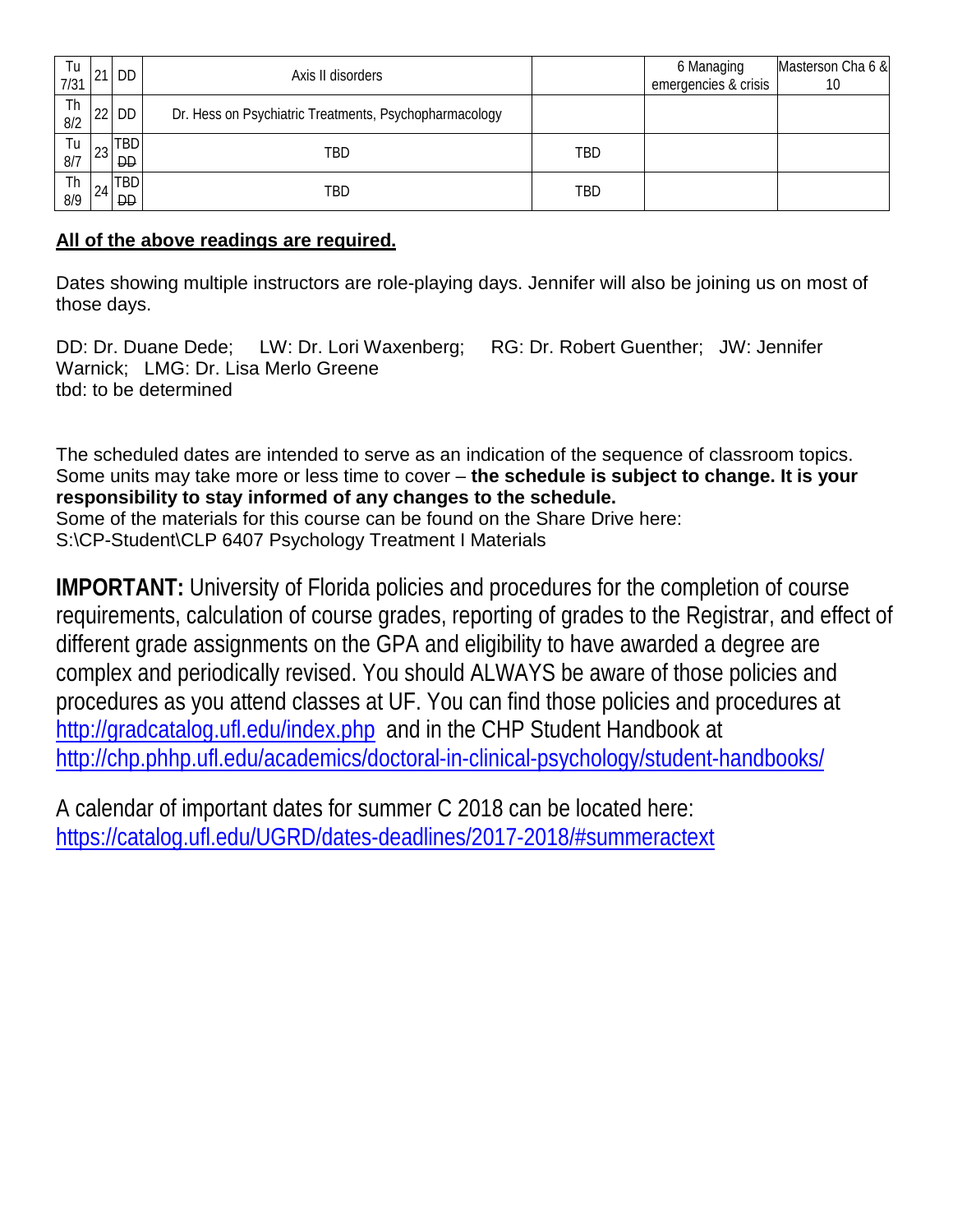| | | | | | | |
|---|---|---|---|---|---|---|
| Tu 7/31 | 21 | DD | Axis II disorders | | 6 Managing emergencies & crisis | Masterson Cha 6 & 10 |
| Th 8/2 | 22 | DD | Dr. Hess on Psychiatric Treatments, Psychopharmacology | | | |
| Tu 8/7 | 23 | TBD ~~DD~~ | TBD | TBD | | |
| Th 8/9 | 24 | TBD ~~DD~~ | TBD | TBD | | |

**All of the above readings are required.**

Dates showing multiple instructors are role-playing days. Jennifer will also be joining us on most of those days.

DD: Dr. Duane Dede; LW: Dr. Lori Waxenberg; RG: Dr. Robert Guenther; JW: Jennifer Warnick; LMG: Dr. Lisa Merlo Greene
tbd: to be determined

The scheduled dates are intended to serve as an indication of the sequence of classroom topics. Some units may take more or less time to cover – **the schedule is subject to change. It is your responsibility to stay informed of any changes to the schedule.**
Some of the materials for this course can be found on the Share Drive here:
S:\CP-Student\CLP 6407 Psychology Treatment I Materials

**IMPORTANT:** University of Florida policies and procedures for the completion of course requirements, calculation of course grades, reporting of grades to the Registrar, and effect of different grade assignments on the GPA and eligibility to have awarded a degree are complex and periodically revised. You should ALWAYS be aware of those policies and procedures as you attend classes at UF. You can find those policies and procedures at http://gradcatalog.ufl.edu/index.php and in the CHP Student Handbook at http://chp.phhp.ufl.edu/academics/doctoral-in-clinical-psychology/student-handbooks/

A calendar of important dates for summer C 2018 can be located here: https://catalog.ufl.edu/UGRD/dates-deadlines/2017-2018/#summeractext